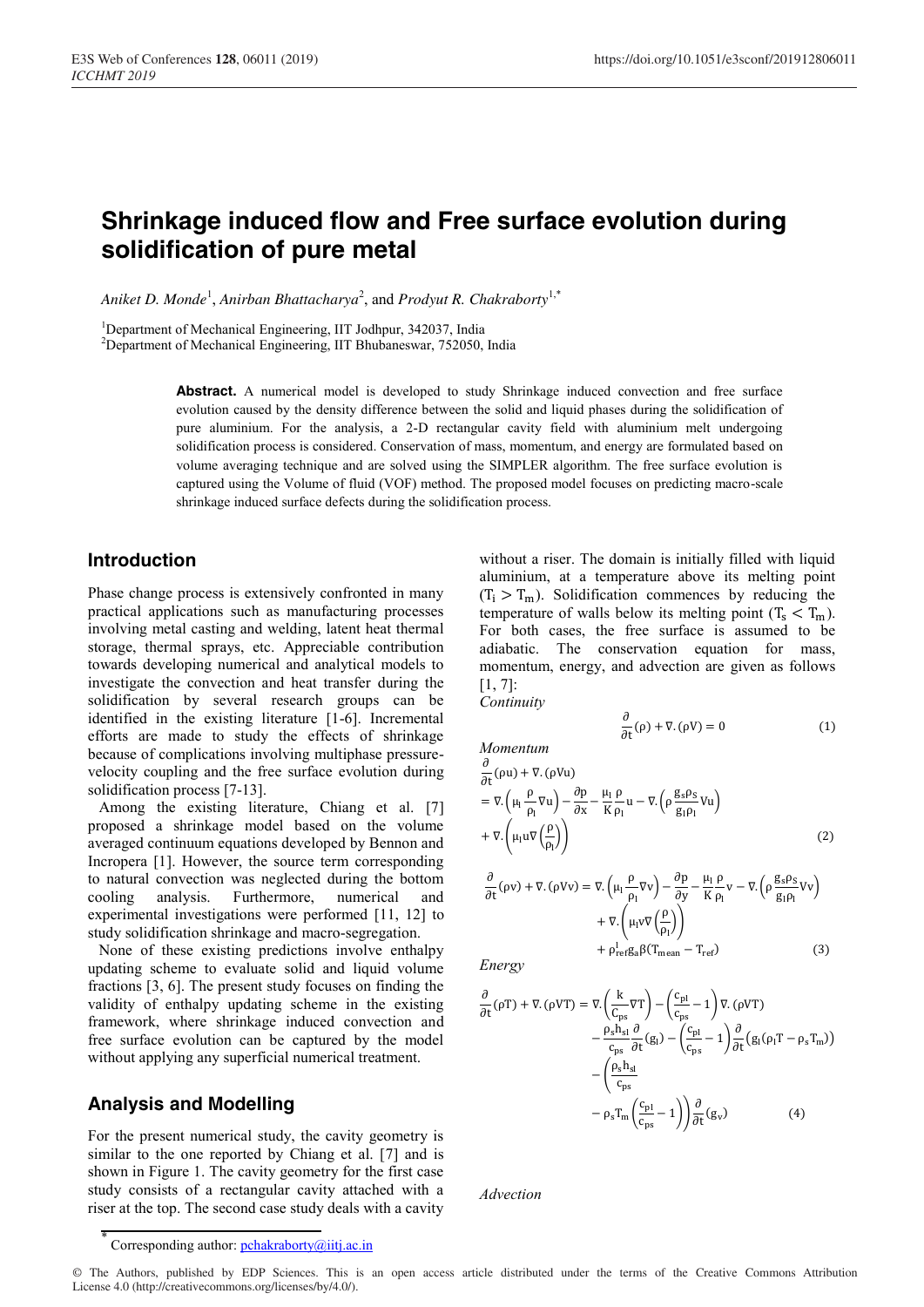# Shrinkage induced flow and Free surface evolution during solidification of pure metal

*Aniket D. Monde*[1], *Anirban Bhattacharya*[2], and *Prodyut R. Chakraborty*[1,*]

[1]Department of Mechanical Engineering, IIT Jodhpur, 342037, India
[2]Department of Mechanical Engineering, IIT Bhubaneswar, 752050, India

**Abstract.** A numerical model is developed to study Shrinkage induced convection and free surface evolution caused by the density difference between the solid and liquid phases during the solidification of pure aluminium. For the analysis, a 2-D rectangular cavity field with aluminium melt undergoing solidification process is considered. Conservation of mass, momentum, and energy are formulated based on volume averaging technique and are solved using the SIMPLER algorithm. The free surface evolution is captured using the Volume of fluid (VOF) method. The proposed model focuses on predicting macro-scale shrinkage induced surface defects during the solidification process.

## Introduction

Phase change process is extensively confronted in many practical applications such as manufacturing processes involving metal casting and welding, latent heat thermal storage, thermal sprays, etc. Appreciable contribution towards developing numerical and analytical models to investigate the convection and heat transfer during the solidification by several research groups can be identified in the existing literature [1-6]. Incremental efforts are made to study the effects of shrinkage because of complications involving multiphase pressure-velocity coupling and the free surface evolution during solidification process [7-13].

Among the existing literature, Chiang et al. [7] proposed a shrinkage model based on the volume averaged continuum equations developed by Bennon and Incropera [1]. However, the source term corresponding to natural convection was neglected during the bottom cooling analysis. Furthermore, numerical and experimental investigations were performed [11, 12] to study solidification shrinkage and macro-segregation.

None of these existing predictions involve enthalpy updating scheme to evaluate solid and liquid volume fractions [3, 6]. The present study focuses on finding the validity of enthalpy updating scheme in the existing framework, where shrinkage induced convection and free surface evolution can be captured by the model without applying any superficial numerical treatment.

## Analysis and Modelling

For the present numerical study, the cavity geometry is similar to the one reported by Chiang et al. [7] and is shown in Figure 1. The cavity geometry for the first case study consists of a rectangular cavity attached with a riser at the top. The second case study deals with a cavity without a riser. The domain is initially filled with liquid aluminium, at a temperature above its melting point ($T_i > T_m$). Solidification commences by reducing the temperature of walls below its melting point ($T_s < T_m$). For both cases, the free surface is assumed to be adiabatic. The conservation equation for mass, momentum, energy, and advection are given as follows [1, 7]:

*Continuity*

$$\frac{\partial}{\partial t}(\rho) + \nabla.(\rho V) = 0 \tag{1}$$

*Momentum*

$$\frac{\partial}{\partial t}(\rho u) + \nabla.(\rho V u) = \nabla.\left(\mu_l \frac{\rho}{\rho_l}\nabla u\right) - \frac{\partial p}{\partial x} - \frac{\mu_l}{K}\frac{\rho}{\rho_l}u - \nabla.\left(\rho\frac{g_s \rho_s}{g_l \rho_l} V u\right) + \nabla.\left(\mu_l u \nabla\left(\frac{\rho}{\rho_l}\right)\right) \tag{2}$$

$$\frac{\partial}{\partial t}(\rho v) + \nabla.(\rho V v) = \nabla.\left(\mu_l \frac{\rho}{\rho_l}\nabla v\right) - \frac{\partial p}{\partial y} - \frac{\mu_l}{K}\frac{\rho}{\rho_l}v - \nabla.\left(\rho\frac{g_s \rho_s}{g_l \rho_l} V v\right) + \nabla.\left(\mu_l v \nabla\left(\frac{\rho}{\rho_l}\right)\right) + \rho_{ref}^{l} g_a \beta (T_{mean} - T_{ref}) \tag{3}$$

*Energy*

$$\frac{\partial}{\partial t}(\rho T) + \nabla.(\rho V T) = \nabla.\left(\frac{k}{c_{ps}}\nabla T\right) - \left(\frac{c_{pl}}{c_{ps}} - 1\right)\nabla.(\rho V T) - \frac{\rho_s h_{sl}}{c_{ps}}\frac{\partial}{\partial t}(g_l) - \left(\frac{c_{pl}}{c_{ps}} - 1\right)\frac{\partial}{\partial t}\left(g_l(\rho_l T - \rho_s T_m)\right) - \left(\frac{\rho_s h_{sl}}{c_{ps}} - \rho_s T_m\left(\frac{c_{pl}}{c_{ps}} - 1\right)\right)\frac{\partial}{\partial t}(g_v) \tag{4}$$

*Advection*

*Corresponding author: pchakraborty@iitj.ac.in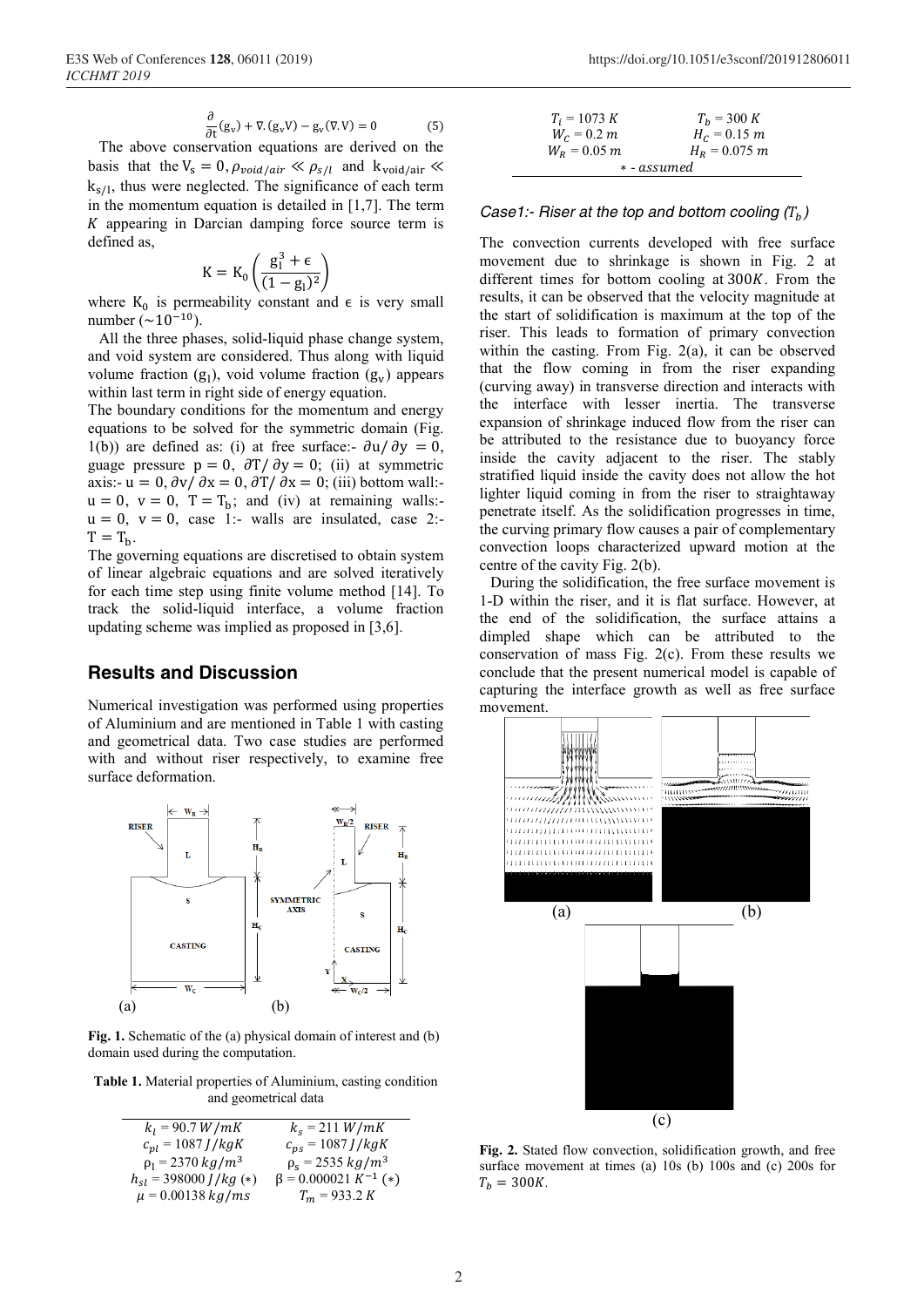$$\frac{\partial}{\partial t}(g_v) + \nabla.(g_v V) - g_v(\nabla.V) = 0 \quad (5)$$

The above conservation equations are derived on the basis that the $V_s = 0, \rho_{void/air} \ll \rho_{s/l}$ and $k_{void/air} \ll k_{s/l}$, thus were neglected. The significance of each term in the momentum equation is detailed in [1,7]. The term $K$ appearing in Darcian damping force source term is defined as,

$$K = K_0\left(\frac{g_l^3 + \epsilon}{(1-g_l)^2}\right)$$

where $K_0$ is permeability constant and $\epsilon$ is very small number ($\sim 10^{-10}$).

All the three phases, solid-liquid phase change system, and void system are considered. Thus along with liquid volume fraction ($g_l$), void volume fraction ($g_v$) appears within last term in right side of energy equation.

The boundary conditions for the momentum and energy equations to be solved for the symmetric domain (Fig. 1(b)) are defined as: (i) at free surface:- $\partial u/\partial y = 0$, guage pressure $p = 0$, $\partial T/\partial y = 0$; (ii) at symmetric axis:- $u = 0$, $\partial v/\partial x = 0$, $\partial T/\partial x = 0$; (iii) bottom wall:- $u = 0$, $v = 0$, $T = T_b$; and (iv) at remaining walls:- $u = 0$, $v = 0$, case 1:- walls are insulated, case 2:- $T = T_b$.

The governing equations are discretised to obtain system of linear algebraic equations and are solved iteratively for each time step using finite volume method [14]. To track the solid-liquid interface, a volume fraction updating scheme was implied as proposed in [3,6].

## Results and Discussion

Numerical investigation was performed using properties of Aluminium and are mentioned in Table 1 with casting and geometrical data. Two case studies are performed with and without riser respectively, to examine free surface deformation.

**Fig. 1.** Schematic of the (a) physical domain of interest and (b) domain used during the computation.

**Table 1.** Material properties of Aluminium, casting condition and geometrical data

| | |
|---|---|
| $k_l = 90.7\ W/mK$ | $k_s = 211\ W/mK$ |
| $c_{pl} = 1087\ J/kgK$ | $c_{ps} = 1087\ J/kgK$ |
| $\rho_l = 2370\ kg/m^3$ | $\rho_s = 2535\ kg/m^3$ |
| $h_{sl} = 398000\ J/kg$ (*) | $\beta = 0.000021\ K^{-1}$ (*) |
| $\mu = 0.00138\ kg/ms$ | $T_m = 933.2\ K$ |
| $T_i = 1073\ K$ | $T_b = 300\ K$ |
| $W_C = 0.2\ m$ | $H_C = 0.15\ m$ |
| $W_R = 0.05\ m$ | $H_R = 0.075\ m$ |

\* - *assumed*

### *Case1:- Riser at the top and bottom cooling ($T_b$)*

The convection currents developed with free surface movement due to shrinkage is shown in Fig. 2 at different times for bottom cooling at $300K$. From the results, it can be observed that the velocity magnitude at the start of solidification is maximum at the top of the riser. This leads to formation of primary convection within the casting. From Fig. 2(a), it can be observed that the flow coming in from the riser expanding (curving away) in transverse direction and interacts with the interface with lesser inertia. The transverse expansion of shrinkage induced flow from the riser can be attributed to the resistance due to buoyancy force inside the cavity adjacent to the riser. The stably stratified liquid inside the cavity does not allow the hot lighter liquid coming in from the riser to straightaway penetrate itself. As the solidification progresses in time, the curving primary flow causes a pair of complementary convection loops characterized upward motion at the centre of the cavity Fig. 2(b).

During the solidification, the free surface movement is 1-D within the riser, and it is flat surface. However, at the end of the solidification, the surface attains a dimpled shape which can be attributed to the conservation of mass Fig. 2(c). From these results we conclude that the present numerical model is capable of capturing the interface growth as well as free surface movement.

**Fig. 2.** Stated flow convection, solidification growth, and free surface movement at times (a) 10s (b) 100s and (c) 200s for $T_b = 300K$.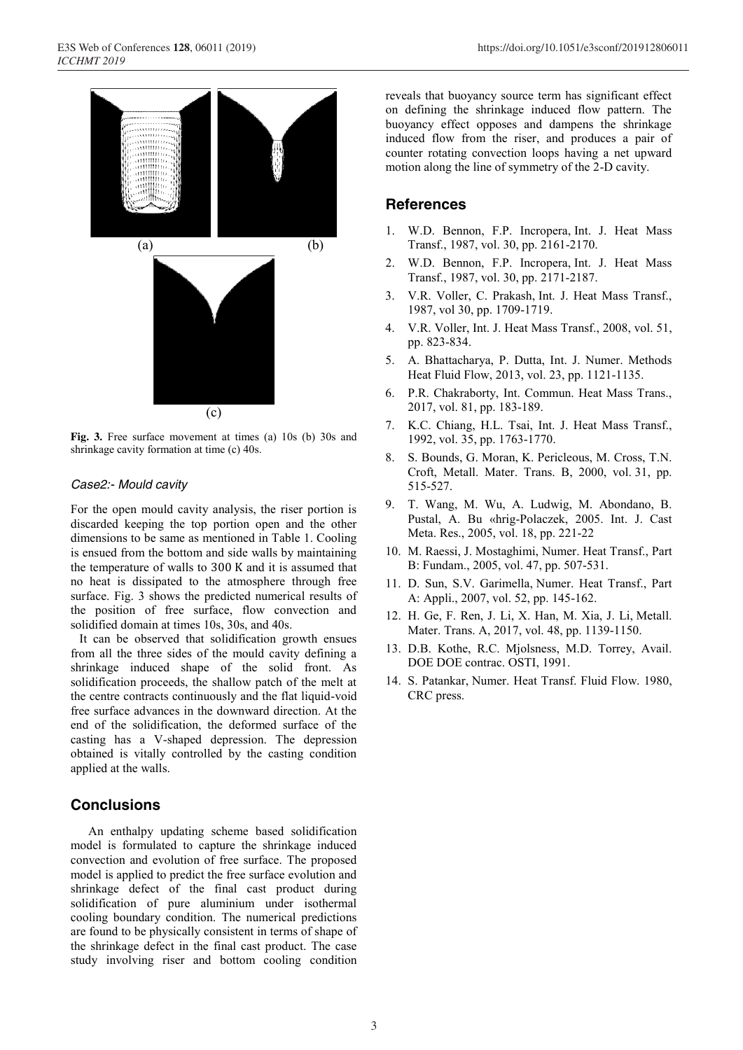(a) (b)

(c)

**Fig. 3.** Free surface movement at times (a) 10s (b) 30s and shrinkage cavity formation at time (c) 40s.

### *Case2:- Mould cavity*

For the open mould cavity analysis, the riser portion is discarded keeping the top portion open and the other dimensions to be same as mentioned in Table 1. Cooling is ensued from the bottom and side walls by maintaining the temperature of walls to 300 K and it is assumed that no heat is dissipated to the atmosphere through free surface. Fig. 3 shows the predicted numerical results of the position of free surface, flow convection and solidified domain at times 10s, 30s, and 40s.

It can be observed that solidification growth ensues from all the three sides of the mould cavity defining a shrinkage induced shape of the solid front. As solidification proceeds, the shallow patch of the melt at the centre contracts continuously and the flat liquid-void free surface advances in the downward direction. At the end of the solidification, the deformed surface of the casting has a V-shaped depression. The depression obtained is vitally controlled by the casting condition applied at the walls.

## Conclusions

An enthalpy updating scheme based solidification model is formulated to capture the shrinkage induced convection and evolution of free surface. The proposed model is applied to predict the free surface evolution and shrinkage defect of the final cast product during solidification of pure aluminium under isothermal cooling boundary condition. The numerical predictions are found to be physically consistent in terms of shape of the shrinkage defect in the final cast product. The case study involving riser and bottom cooling condition reveals that buoyancy source term has significant effect on defining the shrinkage induced flow pattern. The buoyancy effect opposes and dampens the shrinkage induced flow from the riser, and produces a pair of counter rotating convection loops having a net upward motion along the line of symmetry of the 2-D cavity.

## References

1. W.D. Bennon, F.P. Incropera, Int. J. Heat Mass Transf., 1987, vol. 30, pp. 2161-2170.
2. W.D. Bennon, F.P. Incropera, Int. J. Heat Mass Transf., 1987, vol. 30, pp. 2171-2187.
3. V.R. Voller, C. Prakash, Int. J. Heat Mass Transf., 1987, vol 30, pp. 1709-1719.
4. V.R. Voller, Int. J. Heat Mass Transf., 2008, vol. 51, pp. 823-834.
5. A. Bhattacharya, P. Dutta, Int. J. Numer. Methods Heat Fluid Flow, 2013, vol. 23, pp. 1121-1135.
6. P.R. Chakraborty, Int. Commun. Heat Mass Trans., 2017, vol. 81, pp. 183-189.
7. K.C. Chiang, H.L. Tsai, Int. J. Heat Mass Transf., 1992, vol. 35, pp. 1763-1770.
8. S. Bounds, G. Moran, K. Pericleous, M. Cross, T.N. Croft, Metall. Mater. Trans. B, 2000, vol. 31, pp. 515-527.
9. T. Wang, M. Wu, A. Ludwig, M. Abondano, B. Pustal, A. Bu «hrig-Polaczek, 2005. Int. J. Cast Meta. Res., 2005, vol. 18, pp. 221-22
10. M. Raessi, J. Mostaghimi, Numer. Heat Transf., Part B: Fundam., 2005, vol. 47, pp. 507-531.
11. D. Sun, S.V. Garimella, Numer. Heat Transf., Part A: Appli., 2007, vol. 52, pp. 145-162.
12. H. Ge, F. Ren, J. Li, X. Han, M. Xia, J. Li, Metall. Mater. Trans. A, 2017, vol. 48, pp. 1139-1150.
13. D.B. Kothe, R.C. Mjolsness, M.D. Torrey, Avail. DOE DOE contrac. OSTI, 1991.
14. S. Patankar, Numer. Heat Transf. Fluid Flow. 1980, CRC press.